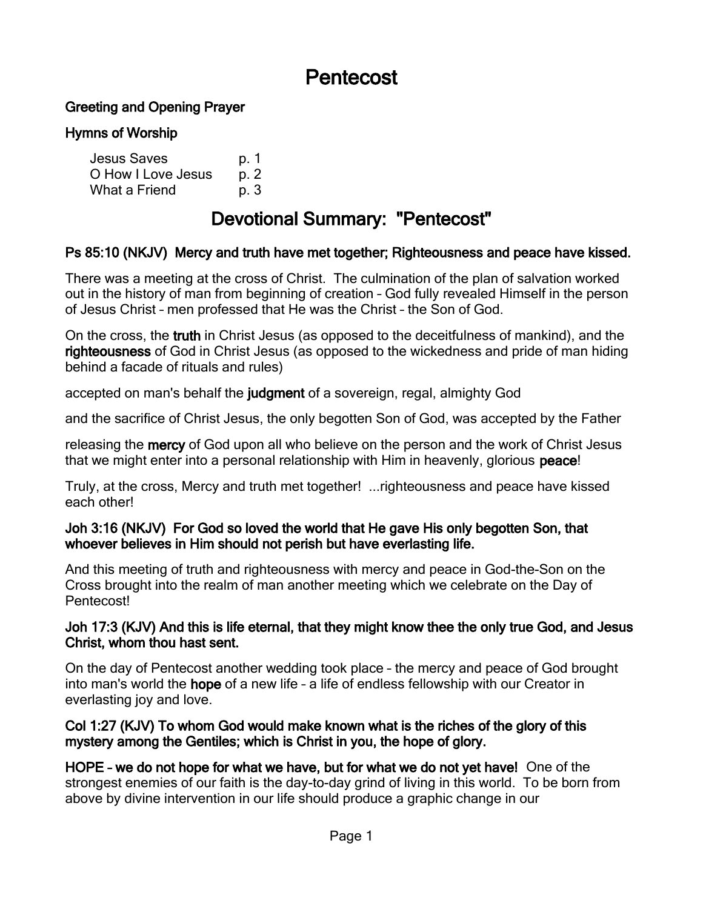# Pentecost

**Greeting and Opening Prayer**

**Hymns of Worship**

| | |
|---|---|
| Jesus Saves | p. 1 |
| O How I Love Jesus | p. 2 |
| What a Friend | p. 3 |

## Devotional Summary: "Pentecost"

**Ps 85:10 (NKJV) Mercy and truth have met together; Righteousness and peace have kissed.**

There was a meeting at the cross of Christ. The culmination of the plan of salvation worked out in the history of man from beginning of creation – God fully revealed Himself in the person of Jesus Christ – men professed that He was the Christ – the Son of God.

On the cross, the **truth** in Christ Jesus (as opposed to the deceitfulness of mankind), and the **righteousness** of God in Christ Jesus (as opposed to the wickedness and pride of man hiding behind a facade of rituals and rules)

accepted on man's behalf the **judgment** of a sovereign, regal, almighty God

and the sacrifice of Christ Jesus, the only begotten Son of God, was accepted by the Father

releasing the **mercy** of God upon all who believe on the person and the work of Christ Jesus that we might enter into a personal relationship with Him in heavenly, glorious **peace**!

Truly, at the cross, Mercy and truth met together! ...righteousness and peace have kissed each other!

**Joh 3:16 (NKJV) For God so loved the world that He gave His only begotten Son, that whoever believes in Him should not perish but have everlasting life.**

And this meeting of truth and righteousness with mercy and peace in God-the-Son on the Cross brought into the realm of man another meeting which we celebrate on the Day of Pentecost!

**Joh 17:3 (KJV) And this is life eternal, that they might know thee the only true God, and Jesus Christ, whom thou hast sent.**

On the day of Pentecost another wedding took place – the mercy and peace of God brought into man's world the **hope** of a new life – a life of endless fellowship with our Creator in everlasting joy and love.

**Col 1:27 (KJV) To whom God would make known what is the riches of the glory of this mystery among the Gentiles; which is Christ in you, the hope of glory.**

**HOPE – we do not hope for what we have, but for what we do not yet have!** One of the strongest enemies of our faith is the day-to-day grind of living in this world. To be born from above by divine intervention in our life should produce a graphic change in our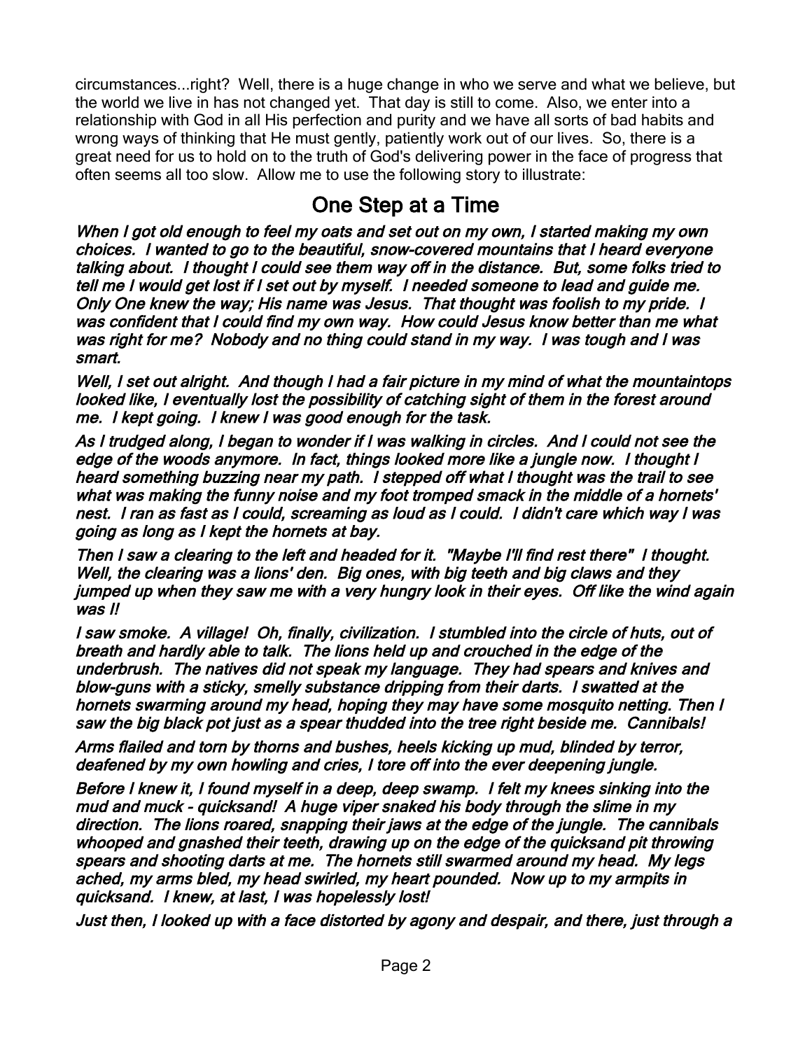circumstances...right? Well, there is a huge change in who we serve and what we believe, but the world we live in has not changed yet. That day is still to come. Also, we enter into a relationship with God in all His perfection and purity and we have all sorts of bad habits and wrong ways of thinking that He must gently, patiently work out of our lives. So, there is a great need for us to hold on to the truth of God's delivering power in the face of progress that often seems all too slow. Allow me to use the following story to illustrate:

## One Step at a Time

***When I got old enough to feel my oats and set out on my own, I started making my own choices. I wanted to go to the beautiful, snow-covered mountains that I heard everyone talking about. I thought I could see them way off in the distance. But, some folks tried to tell me I would get lost if I set out by myself. I needed someone to lead and guide me. Only One knew the way; His name was Jesus. That thought was foolish to my pride. I was confident that I could find my own way. How could Jesus know better than me what was right for me? Nobody and no thing could stand in my way. I was tough and I was smart.***

***Well, I set out alright. And though I had a fair picture in my mind of what the mountaintops looked like, I eventually lost the possibility of catching sight of them in the forest around me. I kept going. I knew I was good enough for the task.***

***As I trudged along, I began to wonder if I was walking in circles. And I could not see the edge of the woods anymore. In fact, things looked more like a jungle now. I thought I heard something buzzing near my path. I stepped off what I thought was the trail to see what was making the funny noise and my foot tromped smack in the middle of a hornets' nest. I ran as fast as I could, screaming as loud as I could. I didn't care which way I was going as long as I kept the hornets at bay.***

***Then I saw a clearing to the left and headed for it. "Maybe I'll find rest there" I thought. Well, the clearing was a lions' den. Big ones, with big teeth and big claws and they jumped up when they saw me with a very hungry look in their eyes. Off like the wind again was I!***

***I saw smoke. A village! Oh, finally, civilization. I stumbled into the circle of huts, out of breath and hardly able to talk. The lions held up and crouched in the edge of the underbrush. The natives did not speak my language. They had spears and knives and blow-guns with a sticky, smelly substance dripping from their darts. I swatted at the hornets swarming around my head, hoping they may have some mosquito netting. Then I saw the big black pot just as a spear thudded into the tree right beside me. Cannibals!***

***Arms flailed and torn by thorns and bushes, heels kicking up mud, blinded by terror, deafened by my own howling and cries, I tore off into the ever deepening jungle.***

***Before I knew it, I found myself in a deep, deep swamp. I felt my knees sinking into the mud and muck - quicksand! A huge viper snaked his body through the slime in my direction. The lions roared, snapping their jaws at the edge of the jungle. The cannibals whooped and gnashed their teeth, drawing up on the edge of the quicksand pit throwing spears and shooting darts at me. The hornets still swarmed around my head. My legs ached, my arms bled, my head swirled, my heart pounded. Now up to my armpits in quicksand. I knew, at last, I was hopelessly lost!***

***Just then, I looked up with a face distorted by agony and despair, and there, just through a***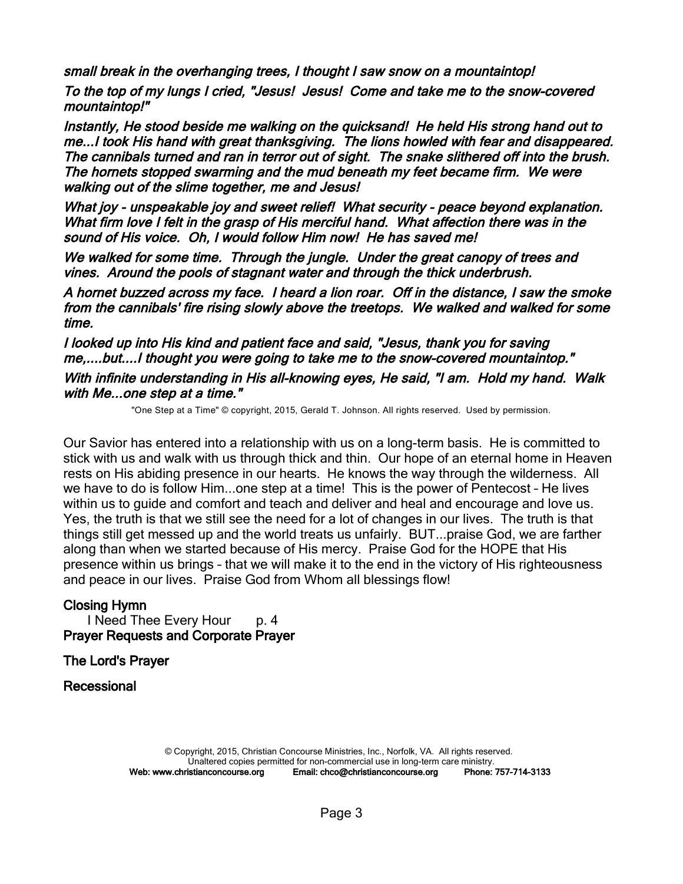*small break in the overhanging trees, I thought I saw snow on a mountaintop!*

*To the top of my lungs I cried, "Jesus! Jesus! Come and take me to the snow-covered mountaintop!"*

*Instantly, He stood beside me walking on the quicksand! He held His strong hand out to me...I took His hand with great thanksgiving. The lions howled with fear and disappeared. The cannibals turned and ran in terror out of sight. The snake slithered off into the brush. The hornets stopped swarming and the mud beneath my feet became firm. We were walking out of the slime together, me and Jesus!*

*What joy - unspeakable joy and sweet relief! What security - peace beyond explanation. What firm love I felt in the grasp of His merciful hand. What affection there was in the sound of His voice. Oh, I would follow Him now! He has saved me!*

*We walked for some time. Through the jungle. Under the great canopy of trees and vines. Around the pools of stagnant water and through the thick underbrush.*

*A hornet buzzed across my face. I heard a lion roar. Off in the distance, I saw the smoke from the cannibals' fire rising slowly above the treetops. We walked and walked for some time.*

*I looked up into His kind and patient face and said, "Jesus, thank you for saving me,....but....I thought you were going to take me to the snow-covered mountaintop."*

*With infinite understanding in His all-knowing eyes, He said, "I am. Hold my hand. Walk with Me...one step at a time."*

"One Step at a Time" © copyright, 2015, Gerald T. Johnson. All rights reserved. Used by permission.

Our Savior has entered into a relationship with us on a long-term basis. He is committed to stick with us and walk with us through thick and thin. Our hope of an eternal home in Heaven rests on His abiding presence in our hearts. He knows the way through the wilderness. All we have to do is follow Him...one step at a time! This is the power of Pentecost – He lives within us to guide and comfort and teach and deliver and heal and encourage and love us. Yes, the truth is that we still see the need for a lot of changes in our lives. The truth is that things still get messed up and the world treats us unfairly. BUT...praise God, we are farther along than when we started because of His mercy. Praise God for the HOPE that His presence within us brings – that we will make it to the end in the victory of His righteousness and peace in our lives. Praise God from Whom all blessings flow!

**Closing Hymn**

I Need Thee Every Hour p. 4

**Prayer Requests and Corporate Prayer**

**The Lord's Prayer**

**Recessional**

© Copyright, 2015, Christian Concourse Ministries, Inc., Norfolk, VA. All rights reserved.
Unaltered copies permitted for non-commercial use in long-term care ministry.
**Web: www.christianconcourse.org Email: chco@christianconcourse.org Phone: 757-714-3133**